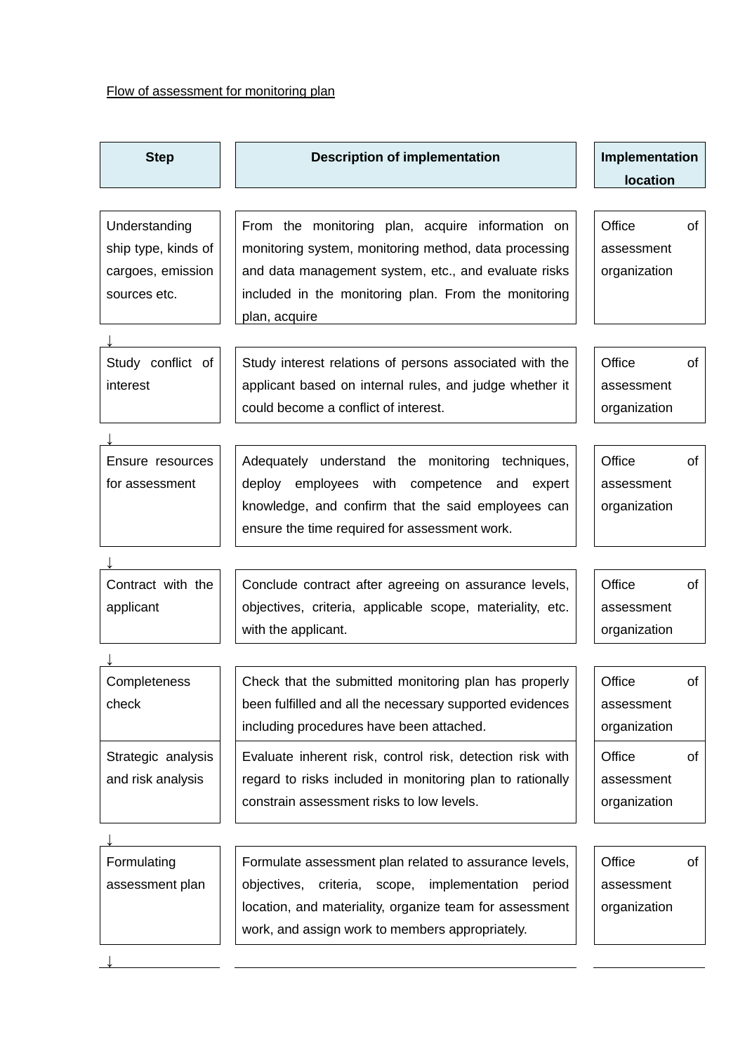Flow of assessment for monitoring plan

| Step | Description of implementation | Implementation location |
| --- | --- | --- |
| Understanding ship type, kinds of cargoes, emission sources etc. | From the monitoring plan, acquire information on monitoring system, monitoring method, data processing and data management system, etc., and evaluate risks included in the monitoring plan. From the monitoring plan, acquire | Office of assessment organization |
| ↓ | | |
| Study conflict of interest | Study interest relations of persons associated with the applicant based on internal rules, and judge whether it could become a conflict of interest. | Office of assessment organization |
| ↓ | | |
| Ensure resources for assessment | Adequately understand the monitoring techniques, deploy employees with competence and expert knowledge, and confirm that the said employees can ensure the time required for assessment work. | Office of assessment organization |
| ↓ | | |
| Contract with the applicant | Conclude contract after agreeing on assurance levels, objectives, criteria, applicable scope, materiality, etc. with the applicant. | Office of assessment organization |
| ↓ | | |
| Completeness check | Check that the submitted monitoring plan has properly been fulfilled and all the necessary supported evidences including procedures have been attached. | Office of assessment organization |
| Strategic analysis and risk analysis | Evaluate inherent risk, control risk, detection risk with regard to risks included in monitoring plan to rationally constrain assessment risks to low levels. | Office of assessment organization |
| ↓ | | |
| Formulating assessment plan | Formulate assessment plan related to assurance levels, objectives, criteria, scope, implementation period location, and materiality, organize team for assessment work, and assign work to members appropriately. | Office of assessment organization |
| ↓ | | |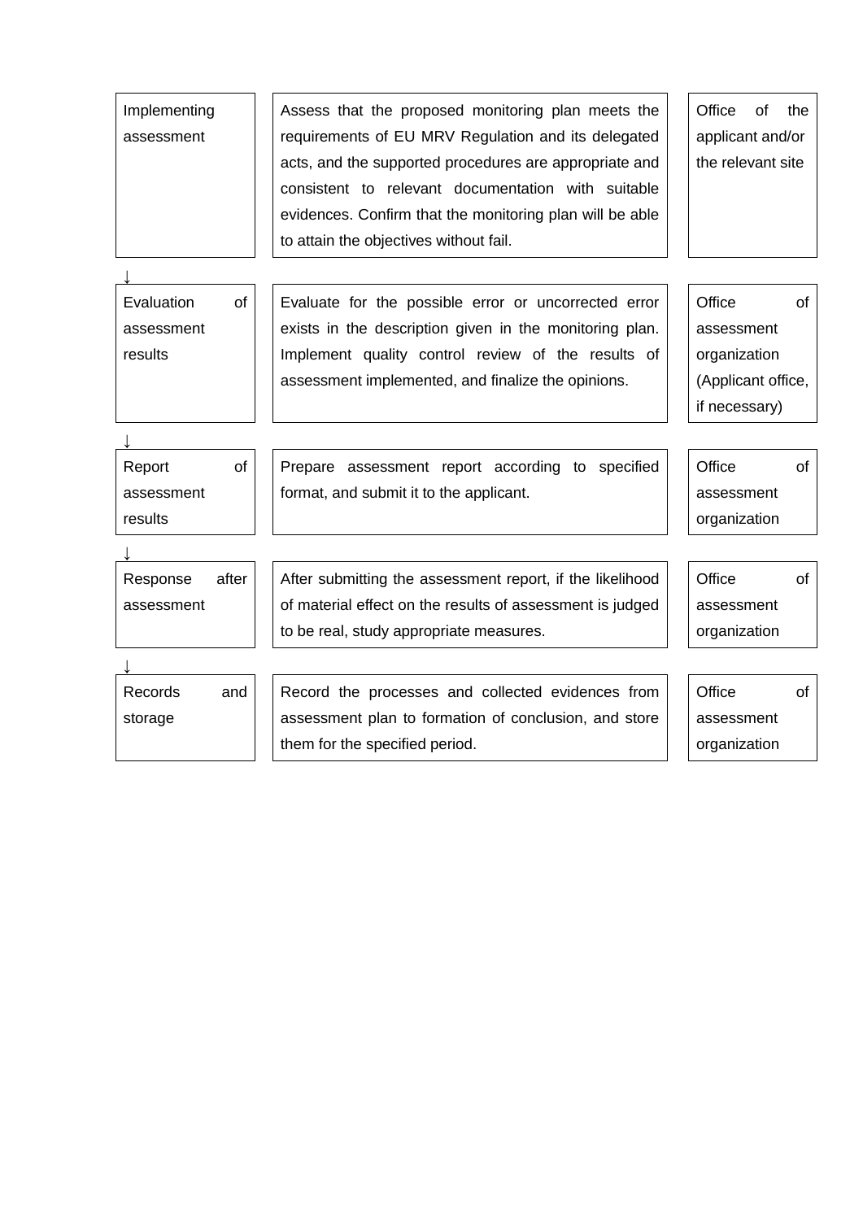| | | |
|---|---|---|
| Implementing assessment | Assess that the proposed monitoring plan meets the requirements of EU MRV Regulation and its delegated acts, and the supported procedures are appropriate and consistent to relevant documentation with suitable evidences. Confirm that the monitoring plan will be able to attain the objectives without fail. | Office of the applicant and/or the relevant site |
| ↓ | | |
| Evaluation of assessment results | Evaluate for the possible error or uncorrected error exists in the description given in the monitoring plan. Implement quality control review of the results of assessment implemented, and finalize the opinions. | Office of assessment organization (Applicant office, if necessary) |
| ↓ | | |
| Report of assessment results | Prepare assessment report according to specified format, and submit it to the applicant. | Office of assessment organization |
| ↓ | | |
| Response after assessment | After submitting the assessment report, if the likelihood of material effect on the results of assessment is judged to be real, study appropriate measures. | Office of assessment organization |
| ↓ | | |
| Records and storage | Record the processes and collected evidences from assessment plan to formation of conclusion, and store them for the specified period. | Office of assessment organization |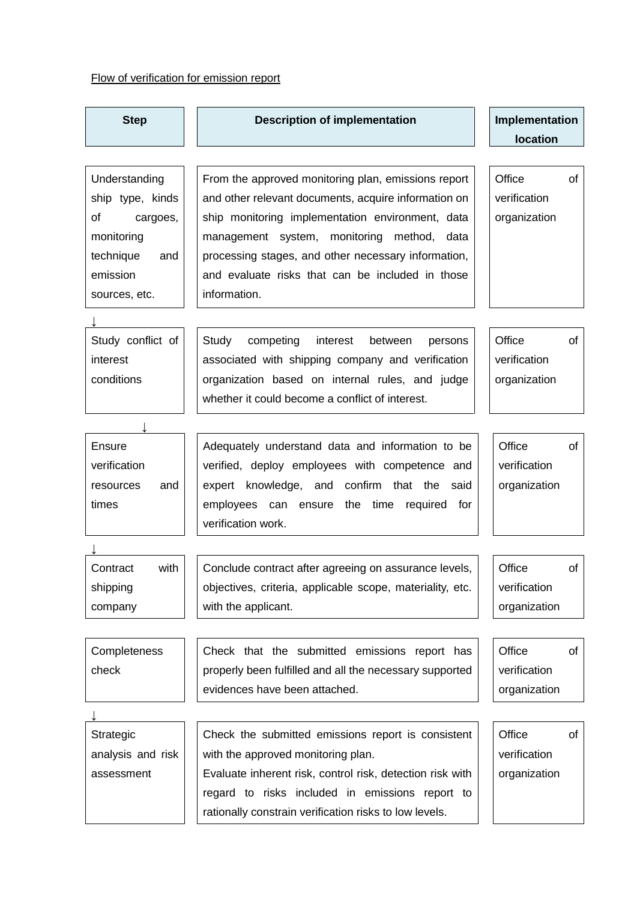Flow of verification for emission report

| Step | Description of implementation | Implementation location |
|---|---|---|
| Understanding ship type, kinds of cargoes, monitoring technique and emission sources, etc. | From the approved monitoring plan, emissions report and other relevant documents, acquire information on ship monitoring implementation environment, data management system, monitoring method, data processing stages, and other necessary information, and evaluate risks that can be included in those information. | Office of verification organization |
| ↓ | | |
| Study conflict of interest conditions | Study competing interest between persons associated with shipping company and verification organization based on internal rules, and judge whether it could become a conflict of interest. | Office of verification organization |
| ↓ | | |
| Ensure verification resources and times | Adequately understand data and information to be verified, deploy employees with competence and expert knowledge, and confirm that the said employees can ensure the time required for verification work. | Office of verification organization |
| ↓ | | |
| Contract with shipping company | Conclude contract after agreeing on assurance levels, objectives, criteria, applicable scope, materiality, etc. with the applicant. | Office of verification organization |
| Completeness check | Check that the submitted emissions report has properly been fulfilled and all the necessary supported evidences have been attached. | Office of verification organization |
| ↓ | | |
| Strategic analysis and risk assessment | Check the submitted emissions report is consistent with the approved monitoring plan.<br>Evaluate inherent risk, control risk, detection risk with regard to risks included in emissions report to rationally constrain verification risks to low levels. | Office of verification organization |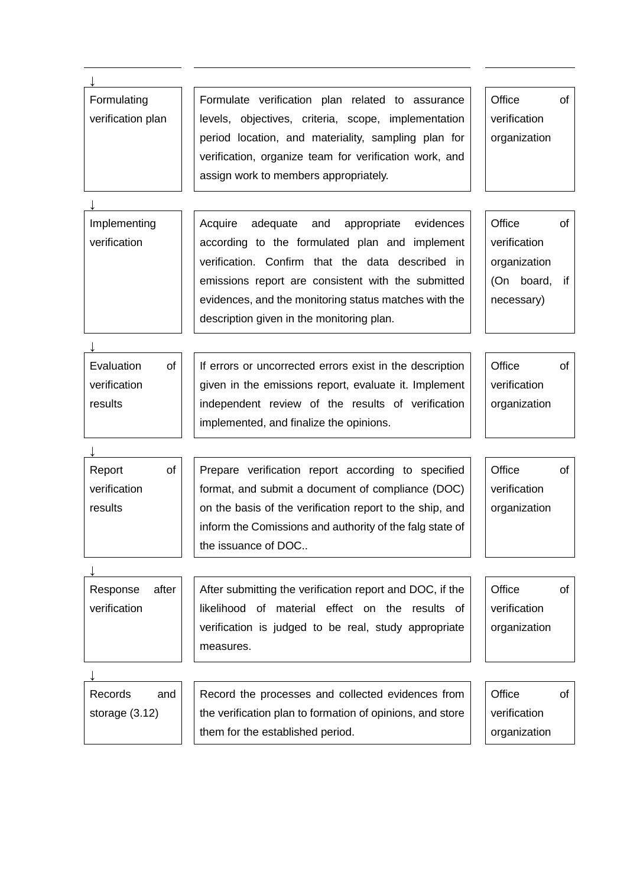| | | |
|---|---|---|
| ↓ | | |
| Formulating verification plan | Formulate verification plan related to assurance levels, objectives, criteria, scope, implementation period location, and materiality, sampling plan for verification, organize team for verification work, and assign work to members appropriately. | Office of verification organization |
| ↓ | | |
| Implementing verification | Acquire adequate and appropriate evidences according to the formulated plan and implement verification. Confirm that the data described in emissions report are consistent with the submitted evidences, and the monitoring status matches with the description given in the monitoring plan. | Office of verification organization (On board, if necessary) |
| ↓ | | |
| Evaluation of verification results | If errors or uncorrected errors exist in the description given in the emissions report, evaluate it. Implement independent review of the results of verification implemented, and finalize the opinions. | Office of verification organization |
| ↓ | | |
| Report of verification results | Prepare verification report according to specified format, and submit a document of compliance (DOC) on the basis of the verification report to the ship, and inform the Comissions and authority of the falg state of the issuance of DOC.. | Office of verification organization |
| ↓ | | |
| Response after verification | After submitting the verification report and DOC, if the likelihood of material effect on the results of verification is judged to be real, study appropriate measures. | Office of verification organization |
| ↓ | | |
| Records and storage (3.12) | Record the processes and collected evidences from the verification plan to formation of opinions, and store them for the established period. | Office of verification organization |